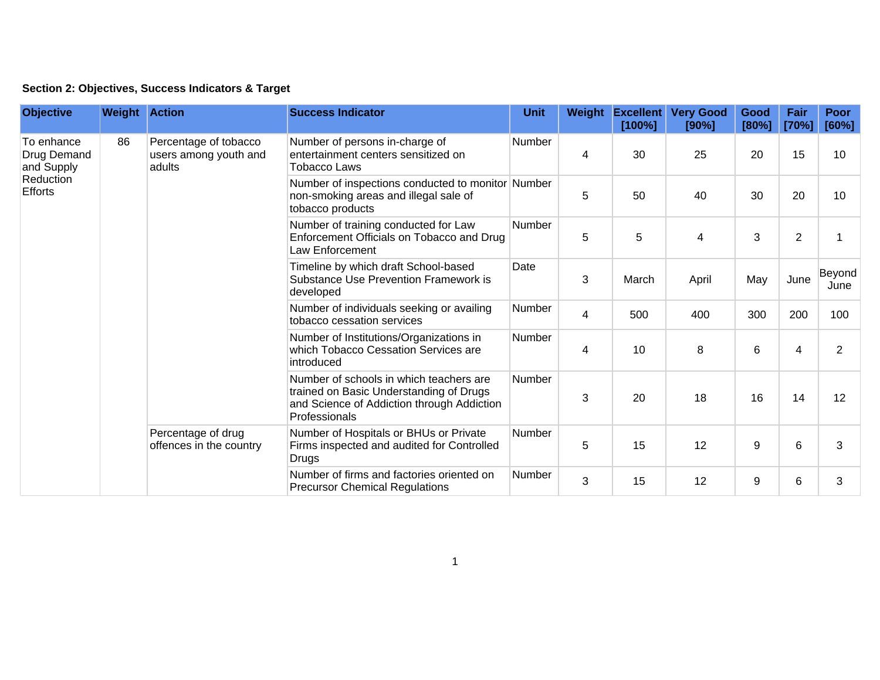**Section 2: Objectives, Success Indicators & Target**

| Objective | Weight | Action | Success Indicator | Unit | Weight | Excellent [100%] | Very Good [90%] | Good [80%] | Fair [70%] | Poor [60%] |
|---|---|---|---|---|---|---|---|---|---|---|
| To enhance Drug Demand and Supply Reduction Efforts | 86 | Percentage of tobacco users among youth and adults | Number of persons in-charge of entertainment centers sensitized on Tobacco Laws | Number | 4 | 30 | 25 | 20 | 15 | 10 |
| | | | Number of inspections conducted to monitor non-smoking areas and illegal sale of tobacco products | Number | 5 | 50 | 40 | 30 | 20 | 10 |
| | | | Number of training conducted for Law Enforcement Officials on Tobacco and Drug Law Enforcement | Number | 5 | 5 | 4 | 3 | 2 | 1 |
| | | | Timeline by which draft School-based Substance Use Prevention Framework is developed | Date | 3 | March | April | May | June | Beyond June |
| | | | Number of individuals seeking or availing tobacco cessation services | Number | 4 | 500 | 400 | 300 | 200 | 100 |
| | | | Number of Institutions/Organizations in which Tobacco Cessation Services are introduced | Number | 4 | 10 | 8 | 6 | 4 | 2 |
| | | | Number of schools in which teachers are trained on Basic Understanding of Drugs and Science of Addiction through Addiction Professionals | Number | 3 | 20 | 18 | 16 | 14 | 12 |
| | | Percentage of drug offences in the country | Number of Hospitals or BHUs or Private Firms inspected and audited for Controlled Drugs | Number | 5 | 15 | 12 | 9 | 6 | 3 |
| | | | Number of firms and factories oriented on Precursor Chemical Regulations | Number | 3 | 15 | 12 | 9 | 6 | 3 |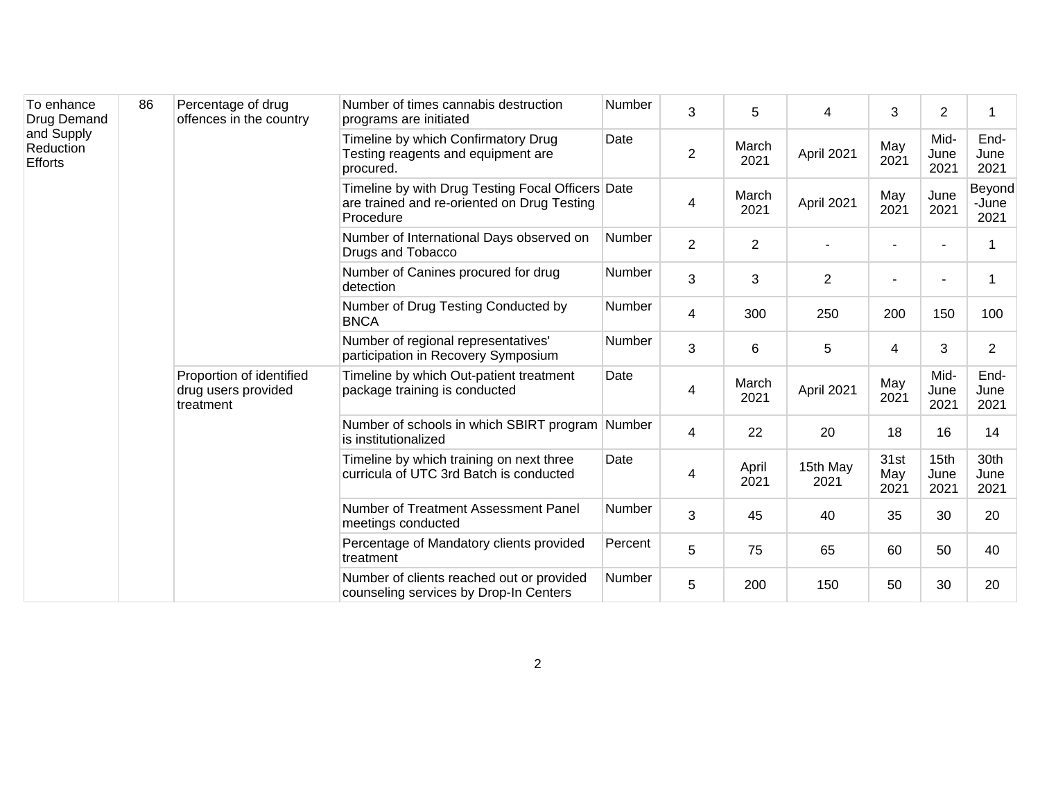| To enhance Drug Demand and Supply Reduction Efforts | 86 | Percentage of drug offences in the country | Number of times cannabis destruction programs are initiated | Number | 3 | 5 | 4 | 3 | 2 | 1 |
|---|---|---|---|---|---|---|---|---|---|---|
| | | | Timeline by which Confirmatory Drug Testing reagents and equipment are procured. | Date | 2 | March 2021 | April 2021 | May 2021 | Mid-June 2021 | End-June 2021 |
| | | | Timeline by with Drug Testing Focal Officers are trained and re-oriented on Drug Testing Procedure | Date | 4 | March 2021 | April 2021 | May 2021 | June 2021 | Beyond -June 2021 |
| | | | Number of International Days observed on Drugs and Tobacco | Number | 2 | 2 | - | - | - | 1 |
| | | | Number of Canines procured for drug detection | Number | 3 | 3 | 2 | - | - | 1 |
| | | | Number of Drug Testing Conducted by BNCA | Number | 4 | 300 | 250 | 200 | 150 | 100 |
| | | | Number of regional representatives' participation in Recovery Symposium | Number | 3 | 6 | 5 | 4 | 3 | 2 |
| | | Proportion of identified drug users provided treatment | Timeline by which Out-patient treatment package training is conducted | Date | 4 | March 2021 | April 2021 | May 2021 | Mid-June 2021 | End-June 2021 |
| | | | Number of schools in which SBIRT program is institutionalized | Number | 4 | 22 | 20 | 18 | 16 | 14 |
| | | | Timeline by which training on next three curricula of UTC 3rd Batch is conducted | Date | 4 | April 2021 | 15th May 2021 | 31st May 2021 | 15th June 2021 | 30th June 2021 |
| | | | Number of Treatment Assessment Panel meetings conducted | Number | 3 | 45 | 40 | 35 | 30 | 20 |
| | | | Percentage of Mandatory clients provided treatment | Percent | 5 | 75 | 65 | 60 | 50 | 40 |
| | | | Number of clients reached out or provided counseling services by Drop-In Centers | Number | 5 | 200 | 150 | 50 | 30 | 20 |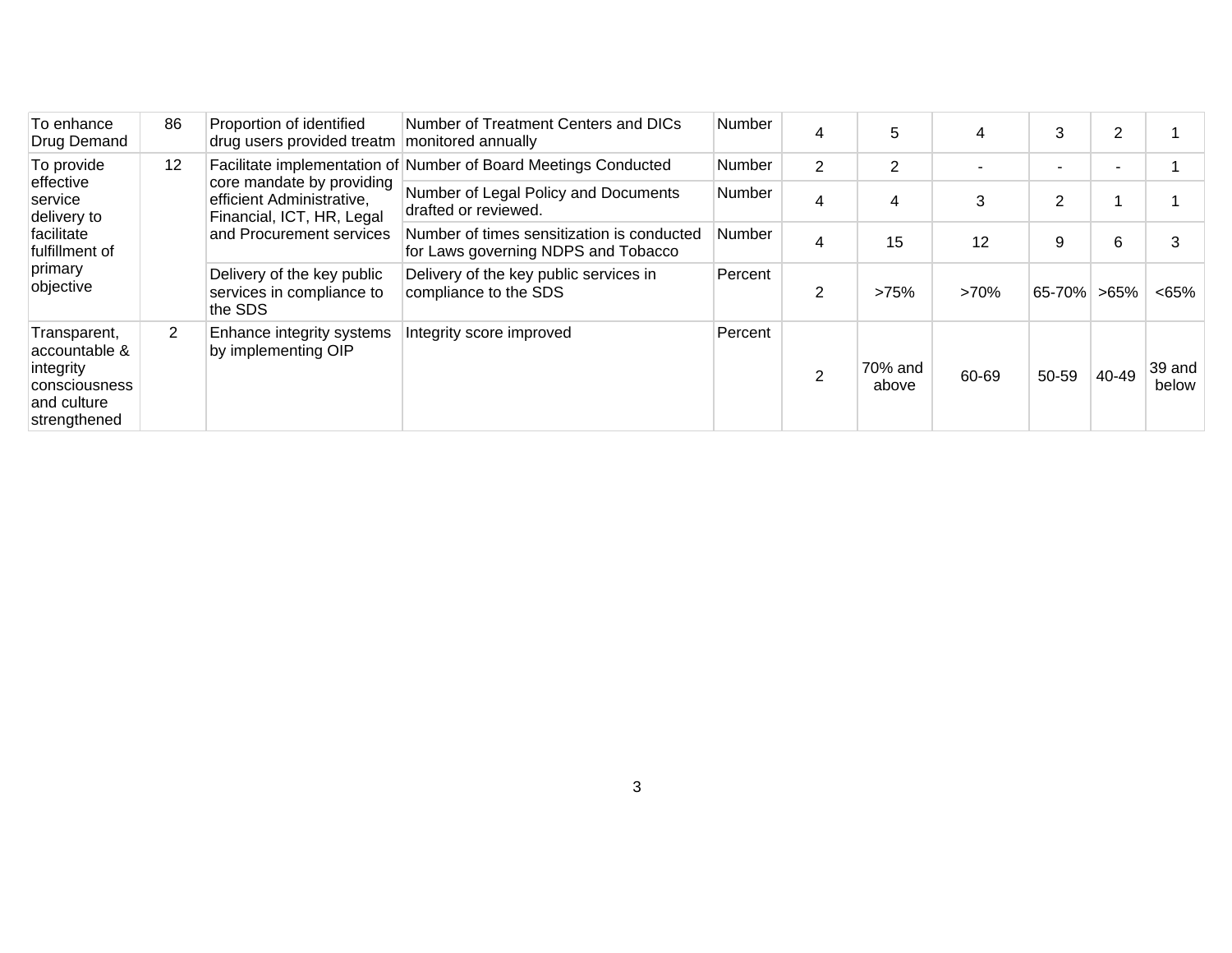| | | | | | | | | | | |
|---|---|---|---|---|---|---|---|---|---|---|
| To enhance Drug Demand | 86 | Proportion of identified drug users provided treatm | Number of Treatment Centers and DICs monitored annually | Number | 4 | 5 | 4 | 3 | 2 | 1 |
| To provide effective service delivery to facilitate fulfillment of primary objective | 12 | Facilitate implementation of core mandate by providing efficient Administrative, Financial, ICT, HR, Legal and Procurement services | Number of Board Meetings Conducted | Number | 2 | 2 | - | - | - | 1 |
| | | | Number of Legal Policy and Documents drafted or reviewed. | Number | 4 | 4 | 3 | 2 | 1 | 1 |
| | | | Number of times sensitization is conducted for Laws governing NDPS and Tobacco | Number | 4 | 15 | 12 | 9 | 6 | 3 |
| | | Delivery of the key public services in compliance to the SDS | Delivery of the key public services in compliance to the SDS | Percent | 2 | >75% | >70% | 65-70% | >65% | <65% |
| Transparent, accountable & integrity consciousness and culture strengthened | 2 | Enhance integrity systems by implementing OIP | Integrity score improved | Percent | 2 | 70% and above | 60-69 | 50-59 | 40-49 | 39 and below |